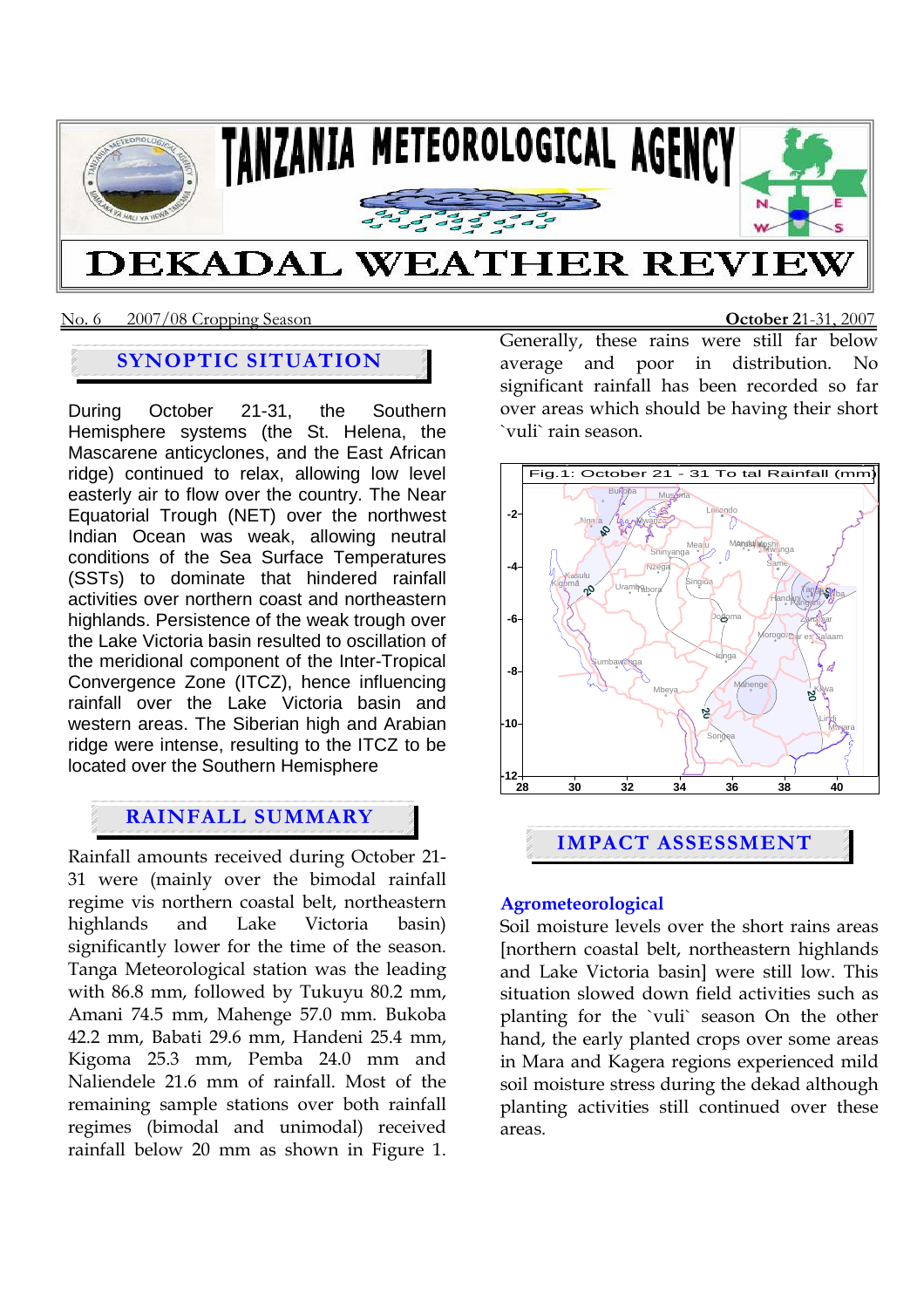# TANZANIA METEOROLOGICAL AGENCY

# DEKADAL WEATHER REVIEW

No. 6 2007/08 Cropping Season **October 21-31, 2007**

## SYNOPTIC SITUATION

During October 21-31, the Southern Hemisphere systems (the St. Helena, the Mascarene anticyclones, and the East African ridge) continued to relax, allowing low level easterly air to flow over the country. The Near Equatorial Trough (NET) over the northwest Indian Ocean was weak, allowing neutral conditions of the Sea Surface Temperatures (SSTs) to dominate that hindered rainfall activities over northern coast and northeastern highlands. Persistence of the weak trough over the Lake Victoria basin resulted to oscillation of the meridional component of the Inter-Tropical Convergence Zone (ITCZ), hence influencing rainfall over the Lake Victoria basin and western areas. The Siberian high and Arabian ridge were intense, resulting to the ITCZ to be located over the Southern Hemisphere

## RAINFALL SUMMARY

Rainfall amounts received during October 21-31 were (mainly over the bimodal rainfall regime vis northern coastal belt, northeastern highlands and Lake Victoria basin) significantly lower for the time of the season. Tanga Meteorological station was the leading with 86.8 mm, followed by Tukuyu 80.2 mm, Amani 74.5 mm, Mahenge 57.0 mm. Bukoba 42.2 mm, Babati 29.6 mm, Handeni 25.4 mm, Kigoma 25.3 mm, Pemba 24.0 mm and Naliendele 21.6 mm of rainfall. Most of the remaining sample stations over both rainfall regimes (bimodal and unimodal) received rainfall below 20 mm as shown in Figure 1. Generally, these rains were still far below average and poor in distribution. No significant rainfall has been recorded so far over areas which should be having their short `vuli` rain season.

Fig.1: October 21 - 31 Total Rainfall (mm)

## IMPACT ASSESSMENT

### Agrometeorological

Soil moisture levels over the short rains areas [northern coastal belt, northeastern highlands and Lake Victoria basin] were still low. This situation slowed down field activities such as planting for the `vuli` season On the other hand, the early planted crops over some areas in Mara and Kagera regions experienced mild soil moisture stress during the dekad although planting activities still continued over these areas.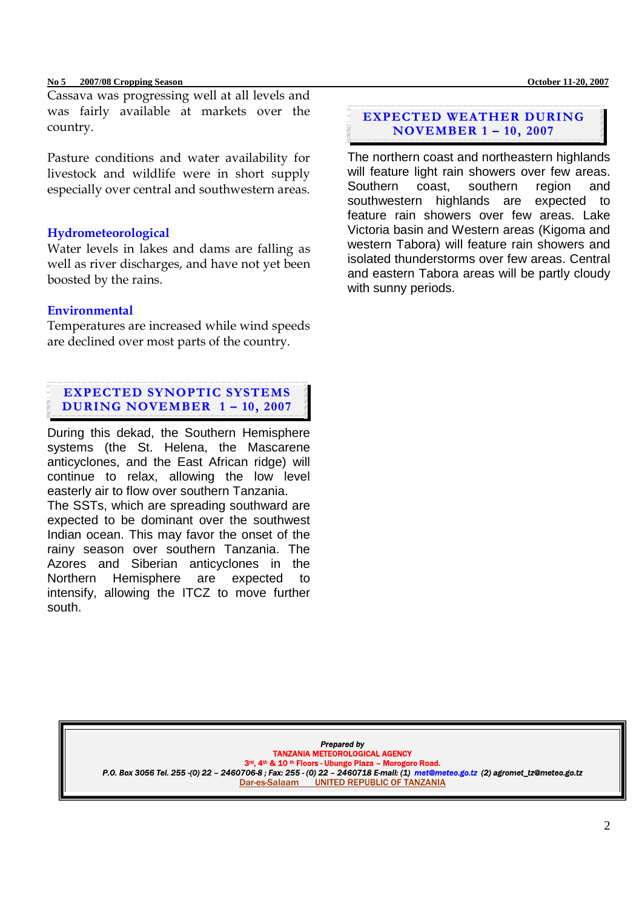Cassava was progressing well at all levels and was fairly available at markets over the country.

Pasture conditions and water availability for livestock and wildlife were in short supply especially over central and southwestern areas.

### Hydrometeorological

Water levels in lakes and dams are falling as well as river discharges, and have not yet been boosted by the rains.

### Environmental

Temperatures are increased while wind speeds are declined over most parts of the country.

## EXPECTED SYNOPTIC SYSTEMS DURING NOVEMBER 1 – 10, 2007

During this dekad, the Southern Hemisphere systems (the St. Helena, the Mascarene anticyclones, and the East African ridge) will continue to relax, allowing the low level easterly air to flow over southern Tanzania. The SSTs, which are spreading southward are expected to be dominant over the southwest Indian ocean. This may favor the onset of the rainy season over southern Tanzania. The Azores and Siberian anticyclones in the Northern Hemisphere are expected to intensify, allowing the ITCZ to move further south.

## EXPECTED WEATHER DURING NOVEMBER 1 – 10, 2007

The northern coast and northeastern highlands will feature light rain showers over few areas. Southern coast, southern region and southwestern highlands are expected to feature rain showers over few areas. Lake Victoria basin and Western areas (Kigoma and western Tabora) will feature rain showers and isolated thunderstorms over few areas. Central and eastern Tabora areas will be partly cloudy with sunny periods.

*Prepared by*
**TANZANIA METEOROLOGICAL AGENCY**
3rd, 4th & 10 th Floors - Ubungo Plaza – Morogoro Road.
*P.O. Box 3056 Tel. 255 -(0) 22 – 2460706-8 ; Fax: 255 - (0) 22 – 2460718 E-mail: (1) met@meteo.go.tz (2) agromet_tz@meteo.go.tz*
Dar-es-Salaam UNITED REPUBLIC OF TANZANIA